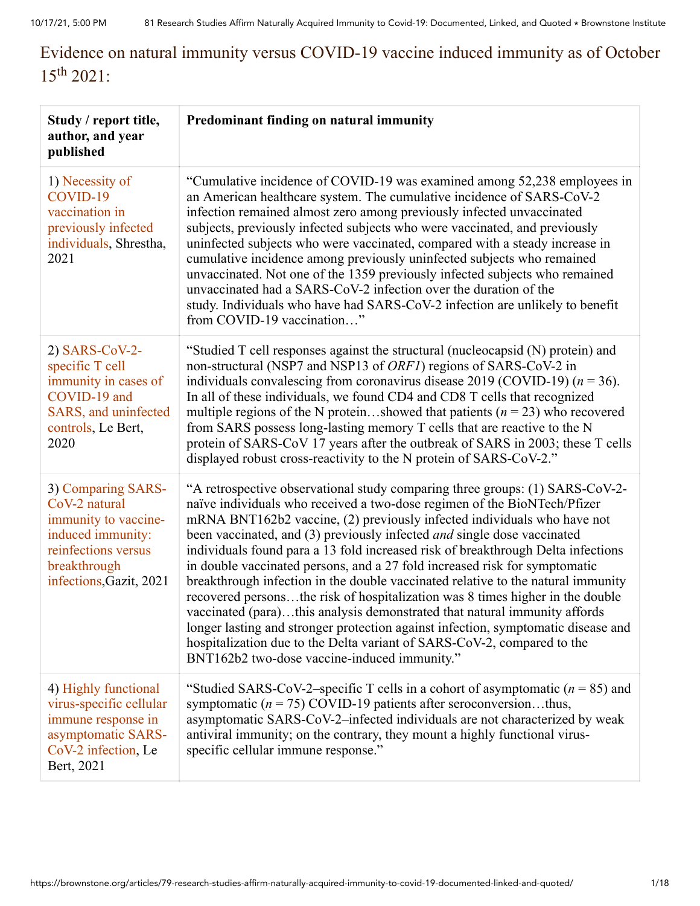# Evidence on natural immunity versus COVID-19 vaccine induced immunity as of October 15th 2021:

| Study / report title, author, and year published | Predominant finding on natural immunity |
|---|---|
| 1) Necessity of COVID-19 vaccination in previously infected individuals, Shrestha, 2021 | "Cumulative incidence of COVID-19 was examined among 52,238 employees in an American healthcare system. The cumulative incidence of SARS-CoV-2 infection remained almost zero among previously infected unvaccinated subjects, previously infected subjects who were vaccinated, and previously uninfected subjects who were vaccinated, compared with a steady increase in cumulative incidence among previously uninfected subjects who remained unvaccinated. Not one of the 1359 previously infected subjects who remained unvaccinated had a SARS-CoV-2 infection over the duration of the study. Individuals who have had SARS-CoV-2 infection are unlikely to benefit from COVID-19 vaccination…" |
| 2) SARS-CoV-2-specific T cell immunity in cases of COVID-19 and SARS, and uninfected controls, Le Bert, 2020 | "Studied T cell responses against the structural (nucleocapsid (N) protein) and non-structural (NSP7 and NSP13 of *ORF1*) regions of SARS-CoV-2 in individuals convalescing from coronavirus disease 2019 (COVID-19) (*n* = 36). In all of these individuals, we found CD4 and CD8 T cells that recognized multiple regions of the N protein…showed that patients (*n* = 23) who recovered from SARS possess long-lasting memory T cells that are reactive to the N protein of SARS-CoV 17 years after the outbreak of SARS in 2003; these T cells displayed robust cross-reactivity to the N protein of SARS-CoV-2." |
| 3) Comparing SARS-CoV-2 natural immunity to vaccine-induced immunity: reinfections versus breakthrough infections,Gazit, 2021 | "A retrospective observational study comparing three groups: (1) SARS-CoV-2-naïve individuals who received a two-dose regimen of the BioNTech/Pfizer mRNA BNT162b2 vaccine, (2) previously infected individuals who have not been vaccinated, and (3) previously infected *and* single dose vaccinated individuals found para a 13 fold increased risk of breakthrough Delta infections in double vaccinated persons, and a 27 fold increased risk for symptomatic breakthrough infection in the double vaccinated relative to the natural immunity recovered persons…the risk of hospitalization was 8 times higher in the double vaccinated (para)…this analysis demonstrated that natural immunity affords longer lasting and stronger protection against infection, symptomatic disease and hospitalization due to the Delta variant of SARS-CoV-2, compared to the BNT162b2 two-dose vaccine-induced immunity." |
| 4) Highly functional virus-specific cellular immune response in asymptomatic SARS-CoV-2 infection, Le Bert, 2021 | "Studied SARS-CoV-2–specific T cells in a cohort of asymptomatic (*n* = 85) and symptomatic (*n* = 75) COVID-19 patients after seroconversion…thus, asymptomatic SARS-CoV-2–infected individuals are not characterized by weak antiviral immunity; on the contrary, they mount a highly functional virus-specific cellular immune response." |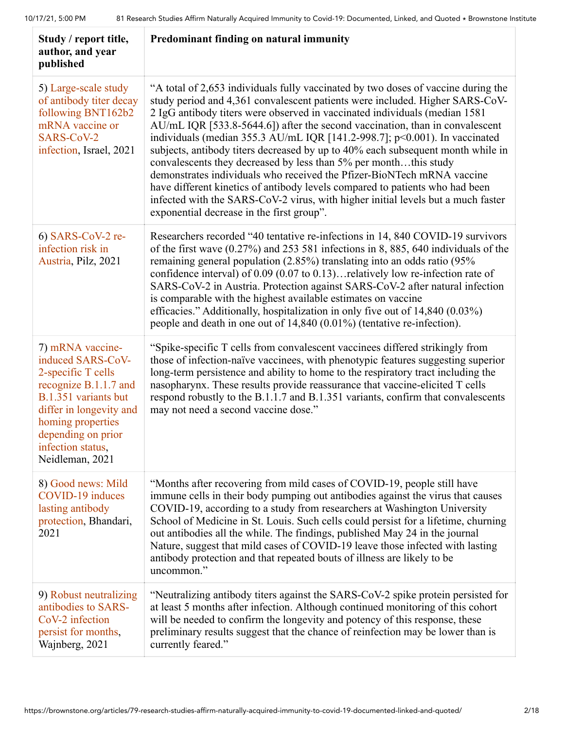| Study / report title, author, and year published | Predominant finding on natural immunity |
|---|---|
| 5) Large-scale study of antibody titer decay following BNT162b2 mRNA vaccine or SARS-CoV-2 infection, Israel, 2021 | "A total of 2,653 individuals fully vaccinated by two doses of vaccine during the study period and 4,361 convalescent patients were included. Higher SARS-CoV-2 IgG antibody titers were observed in vaccinated individuals (median 1581 AU/mL IQR [533.8-5644.6]) after the second vaccination, than in convalescent individuals (median 355.3 AU/mL IQR [141.2-998.7]; p<0.001). In vaccinated subjects, antibody titers decreased by up to 40% each subsequent month while in convalescents they decreased by less than 5% per month…this study demonstrates individuals who received the Pfizer-BioNTech mRNA vaccine have different kinetics of antibody levels compared to patients who had been infected with the SARS-CoV-2 virus, with higher initial levels but a much faster exponential decrease in the first group". |
| 6) SARS-CoV-2 re-infection risk in Austria, Pilz, 2021 | Researchers recorded "40 tentative re-infections in 14, 840 COVID-19 survivors of the first wave (0.27%) and 253 581 infections in 8, 885, 640 individuals of the remaining general population (2.85%) translating into an odds ratio (95% confidence interval) of 0.09 (0.07 to 0.13)…relatively low re-infection rate of SARS-CoV-2 in Austria. Protection against SARS-CoV-2 after natural infection is comparable with the highest available estimates on vaccine efficacies." Additionally, hospitalization in only five out of 14,840 (0.03%) people and death in one out of 14,840 (0.01%) (tentative re-infection). |
| 7) mRNA vaccine-induced SARS-CoV-2-specific T cells recognize B.1.1.7 and B.1.351 variants but differ in longevity and homing properties depending on prior infection status, Neidleman, 2021 | "Spike-specific T cells from convalescent vaccinees differed strikingly from those of infection-naïve vaccinees, with phenotypic features suggesting superior long-term persistence and ability to home to the respiratory tract including the nasopharynx. These results provide reassurance that vaccine-elicited T cells respond robustly to the B.1.1.7 and B.1.351 variants, confirm that convalescents may not need a second vaccine dose." |
| 8) Good news: Mild COVID-19 induces lasting antibody protection, Bhandari, 2021 | "Months after recovering from mild cases of COVID-19, people still have immune cells in their body pumping out antibodies against the virus that causes COVID-19, according to a study from researchers at Washington University School of Medicine in St. Louis. Such cells could persist for a lifetime, churning out antibodies all the while. The findings, published May 24 in the journal Nature, suggest that mild cases of COVID-19 leave those infected with lasting antibody protection and that repeated bouts of illness are likely to be uncommon." |
| 9) Robust neutralizing antibodies to SARS-CoV-2 infection persist for months, Wajnberg, 2021 | "Neutralizing antibody titers against the SARS-CoV-2 spike protein persisted for at least 5 months after infection. Although continued monitoring of this cohort will be needed to confirm the longevity and potency of this response, these preliminary results suggest that the chance of reinfection may be lower than is currently feared." |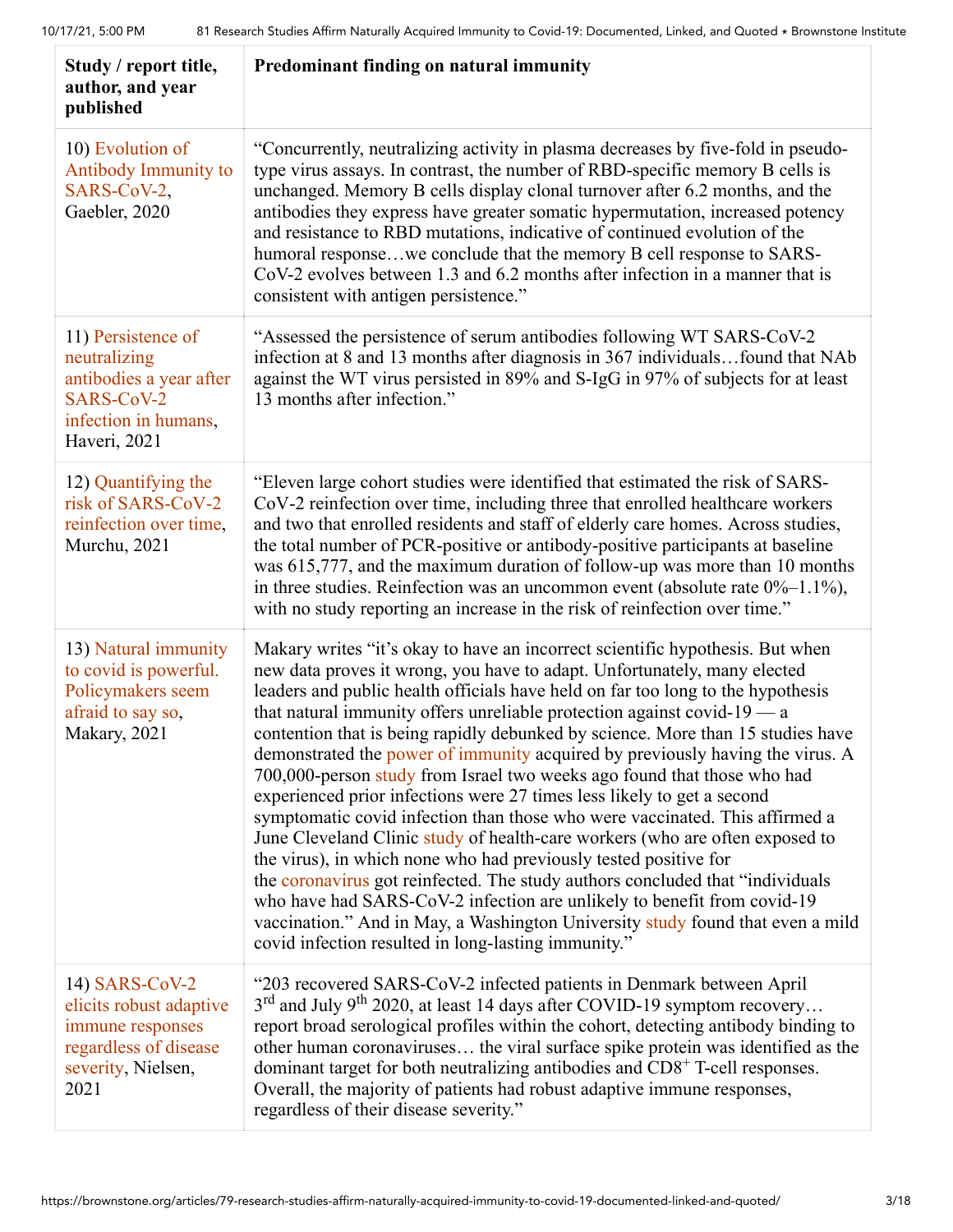| Study / report title, author, and year published | Predominant finding on natural immunity |
|---|---|
| 10) Evolution of Antibody Immunity to SARS-CoV-2, Gaebler, 2020 | "Concurrently, neutralizing activity in plasma decreases by five-fold in pseudo-type virus assays. In contrast, the number of RBD-specific memory B cells is unchanged. Memory B cells display clonal turnover after 6.2 months, and the antibodies they express have greater somatic hypermutation, increased potency and resistance to RBD mutations, indicative of continued evolution of the humoral response…we conclude that the memory B cell response to SARS-CoV-2 evolves between 1.3 and 6.2 months after infection in a manner that is consistent with antigen persistence." |
| 11) Persistence of neutralizing antibodies a year after SARS-CoV-2 infection in humans, Haveri, 2021 | "Assessed the persistence of serum antibodies following WT SARS-CoV-2 infection at 8 and 13 months after diagnosis in 367 individuals…found that NAb against the WT virus persisted in 89% and S-IgG in 97% of subjects for at least 13 months after infection." |
| 12) Quantifying the risk of SARS-CoV-2 reinfection over time, Murchu, 2021 | "Eleven large cohort studies were identified that estimated the risk of SARS-CoV-2 reinfection over time, including three that enrolled healthcare workers and two that enrolled residents and staff of elderly care homes. Across studies, the total number of PCR-positive or antibody-positive participants at baseline was 615,777, and the maximum duration of follow-up was more than 10 months in three studies. Reinfection was an uncommon event (absolute rate 0%–1.1%), with no study reporting an increase in the risk of reinfection over time." |
| 13) Natural immunity to covid is powerful. Policymakers seem afraid to say so, Makary, 2021 | Makary writes "it's okay to have an incorrect scientific hypothesis. But when new data proves it wrong, you have to adapt. Unfortunately, many elected leaders and public health officials have held on far too long to the hypothesis that natural immunity offers unreliable protection against covid-19 — a contention that is being rapidly debunked by science. More than 15 studies have demonstrated the power of immunity acquired by previously having the virus. A 700,000-person study from Israel two weeks ago found that those who had experienced prior infections were 27 times less likely to get a second symptomatic covid infection than those who were vaccinated. This affirmed a June Cleveland Clinic study of health-care workers (who are often exposed to the virus), in which none who had previously tested positive for the coronavirus got reinfected. The study authors concluded that "individuals who have had SARS-CoV-2 infection are unlikely to benefit from covid-19 vaccination." And in May, a Washington University study found that even a mild covid infection resulted in long-lasting immunity." |
| 14) SARS-CoV-2 elicits robust adaptive immune responses regardless of disease severity, Nielsen, 2021 | "203 recovered SARS-CoV-2 infected patients in Denmark between April 3rd and July 9th 2020, at least 14 days after COVID-19 symptom recovery… report broad serological profiles within the cohort, detecting antibody binding to other human coronaviruses… the viral surface spike protein was identified as the dominant target for both neutralizing antibodies and $CD8^+$ T-cell responses. Overall, the majority of patients had robust adaptive immune responses, regardless of their disease severity." |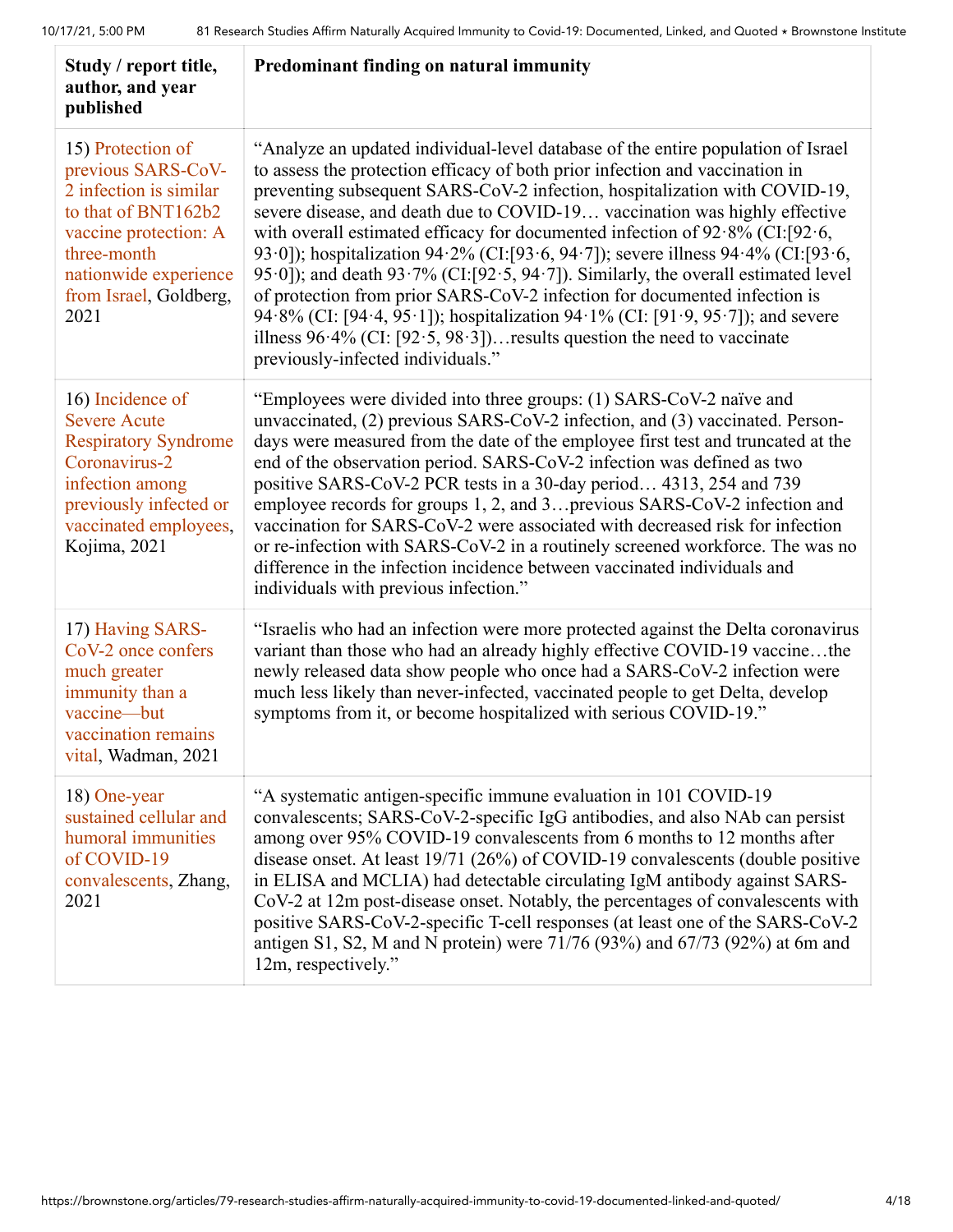| Study / report title, author, and year published | Predominant finding on natural immunity |
|---|---|
| 15) Protection of previous SARS-CoV-2 infection is similar to that of BNT162b2 vaccine protection: A three-month nationwide experience from Israel, Goldberg, 2021 | "Analyze an updated individual-level database of the entire population of Israel to assess the protection efficacy of both prior infection and vaccination in preventing subsequent SARS-CoV-2 infection, hospitalization with COVID-19, severe disease, and death due to COVID-19… vaccination was highly effective with overall estimated efficacy for documented infection of 92·8% (CI:[92·6, 93·0]); hospitalization 94·2% (CI:[93·6, 94·7]); severe illness 94·4% (CI:[93·6, 95·0]); and death 93·7% (CI:[92·5, 94·7]). Similarly, the overall estimated level of protection from prior SARS-CoV-2 infection for documented infection is 94·8% (CI: [94·4, 95·1]); hospitalization 94·1% (CI: [91·9, 95·7]); and severe illness 96·4% (CI: [92·5, 98·3])…results question the need to vaccinate previously-infected individuals." |
| 16) Incidence of Severe Acute Respiratory Syndrome Coronavirus-2 infection among previously infected or vaccinated employees, Kojima, 2021 | "Employees were divided into three groups: (1) SARS-CoV-2 naïve and unvaccinated, (2) previous SARS-CoV-2 infection, and (3) vaccinated. Person-days were measured from the date of the employee first test and truncated at the end of the observation period. SARS-CoV-2 infection was defined as two positive SARS-CoV-2 PCR tests in a 30-day period… 4313, 254 and 739 employee records for groups 1, 2, and 3…previous SARS-CoV-2 infection and vaccination for SARS-CoV-2 were associated with decreased risk for infection or re-infection with SARS-CoV-2 in a routinely screened workforce. The was no difference in the infection incidence between vaccinated individuals and individuals with previous infection." |
| 17) Having SARS-CoV-2 once confers much greater immunity than a vaccine—but vaccination remains vital, Wadman, 2021 | "Israelis who had an infection were more protected against the Delta coronavirus variant than those who had an already highly effective COVID-19 vaccine…the newly released data show people who once had a SARS-CoV-2 infection were much less likely than never-infected, vaccinated people to get Delta, develop symptoms from it, or become hospitalized with serious COVID-19." |
| 18) One-year sustained cellular and humoral immunities of COVID-19 convalescents, Zhang, 2021 | "A systematic antigen-specific immune evaluation in 101 COVID-19 convalescents; SARS-CoV-2-specific IgG antibodies, and also NAb can persist among over 95% COVID-19 convalescents from 6 months to 12 months after disease onset. At least 19/71 (26%) of COVID-19 convalescents (double positive in ELISA and MCLIA) had detectable circulating IgM antibody against SARS-CoV-2 at 12m post-disease onset. Notably, the percentages of convalescents with positive SARS-CoV-2-specific T-cell responses (at least one of the SARS-CoV-2 antigen S1, S2, M and N protein) were 71/76 (93%) and 67/73 (92%) at 6m and 12m, respectively." |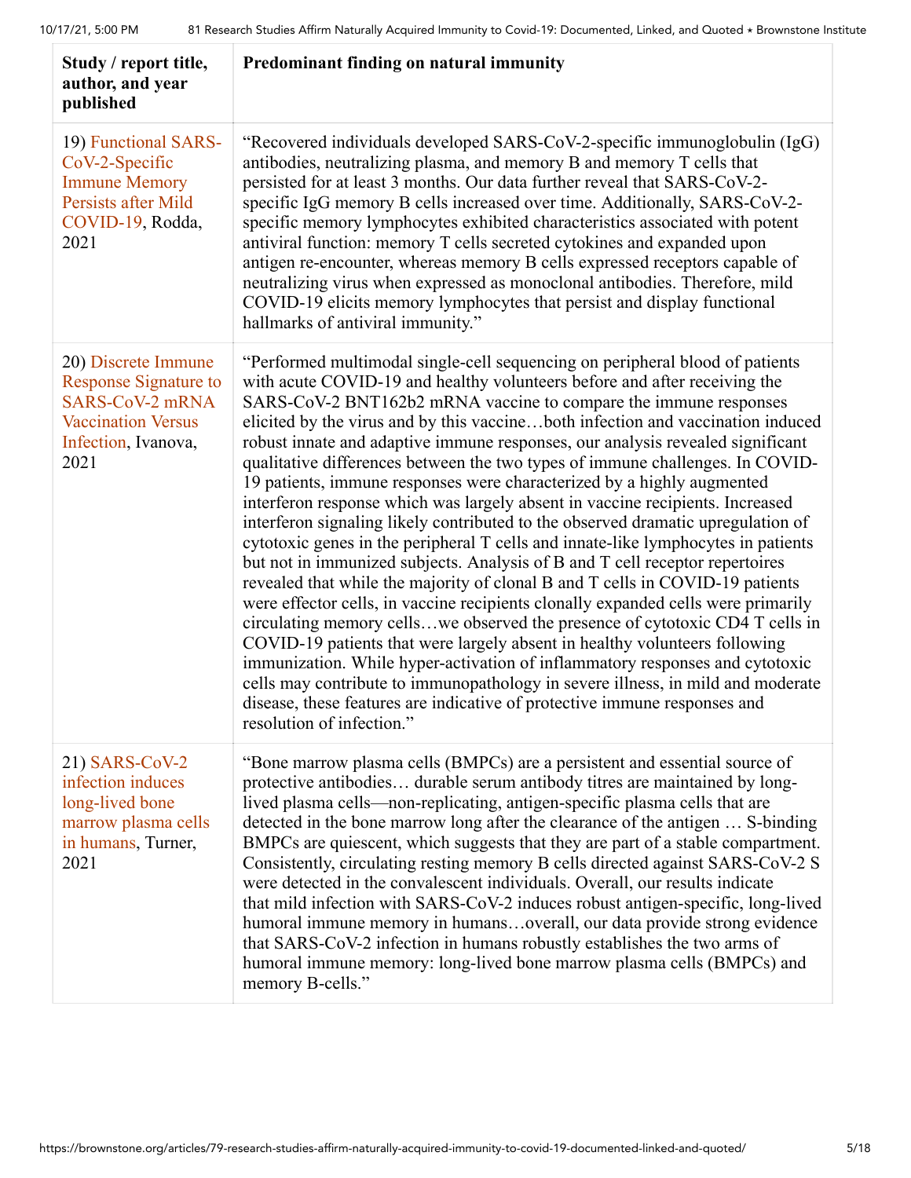| Study / report title, author, and year published | Predominant finding on natural immunity |
|---|---|
| 19) Functional SARS-CoV-2-Specific Immune Memory Persists after Mild COVID-19, Rodda, 2021 | "Recovered individuals developed SARS-CoV-2-specific immunoglobulin (IgG) antibodies, neutralizing plasma, and memory B and memory T cells that persisted for at least 3 months. Our data further reveal that SARS-CoV-2-specific IgG memory B cells increased over time. Additionally, SARS-CoV-2-specific memory lymphocytes exhibited characteristics associated with potent antiviral function: memory T cells secreted cytokines and expanded upon antigen re-encounter, whereas memory B cells expressed receptors capable of neutralizing virus when expressed as monoclonal antibodies. Therefore, mild COVID-19 elicits memory lymphocytes that persist and display functional hallmarks of antiviral immunity." |
| 20) Discrete Immune Response Signature to SARS-CoV-2 mRNA Vaccination Versus Infection, Ivanova, 2021 | "Performed multimodal single-cell sequencing on peripheral blood of patients with acute COVID-19 and healthy volunteers before and after receiving the SARS-CoV-2 BNT162b2 mRNA vaccine to compare the immune responses elicited by the virus and by this vaccine…both infection and vaccination induced robust innate and adaptive immune responses, our analysis revealed significant qualitative differences between the two types of immune challenges. In COVID-19 patients, immune responses were characterized by a highly augmented interferon response which was largely absent in vaccine recipients. Increased interferon signaling likely contributed to the observed dramatic upregulation of cytotoxic genes in the peripheral T cells and innate-like lymphocytes in patients but not in immunized subjects. Analysis of B and T cell receptor repertoires revealed that while the majority of clonal B and T cells in COVID-19 patients were effector cells, in vaccine recipients clonally expanded cells were primarily circulating memory cells…we observed the presence of cytotoxic CD4 T cells in COVID-19 patients that were largely absent in healthy volunteers following immunization. While hyper-activation of inflammatory responses and cytotoxic cells may contribute to immunopathology in severe illness, in mild and moderate disease, these features are indicative of protective immune responses and resolution of infection." |
| 21) SARS-CoV-2 infection induces long-lived bone marrow plasma cells in humans, Turner, 2021 | "Bone marrow plasma cells (BMPCs) are a persistent and essential source of protective antibodies… durable serum antibody titres are maintained by long-lived plasma cells—non-replicating, antigen-specific plasma cells that are detected in the bone marrow long after the clearance of the antigen … S-binding BMPCs are quiescent, which suggests that they are part of a stable compartment. Consistently, circulating resting memory B cells directed against SARS-CoV-2 S were detected in the convalescent individuals. Overall, our results indicate that mild infection with SARS-CoV-2 induces robust antigen-specific, long-lived humoral immune memory in humans…overall, our data provide strong evidence that SARS-CoV-2 infection in humans robustly establishes the two arms of humoral immune memory: long-lived bone marrow plasma cells (BMPCs) and memory B-cells." |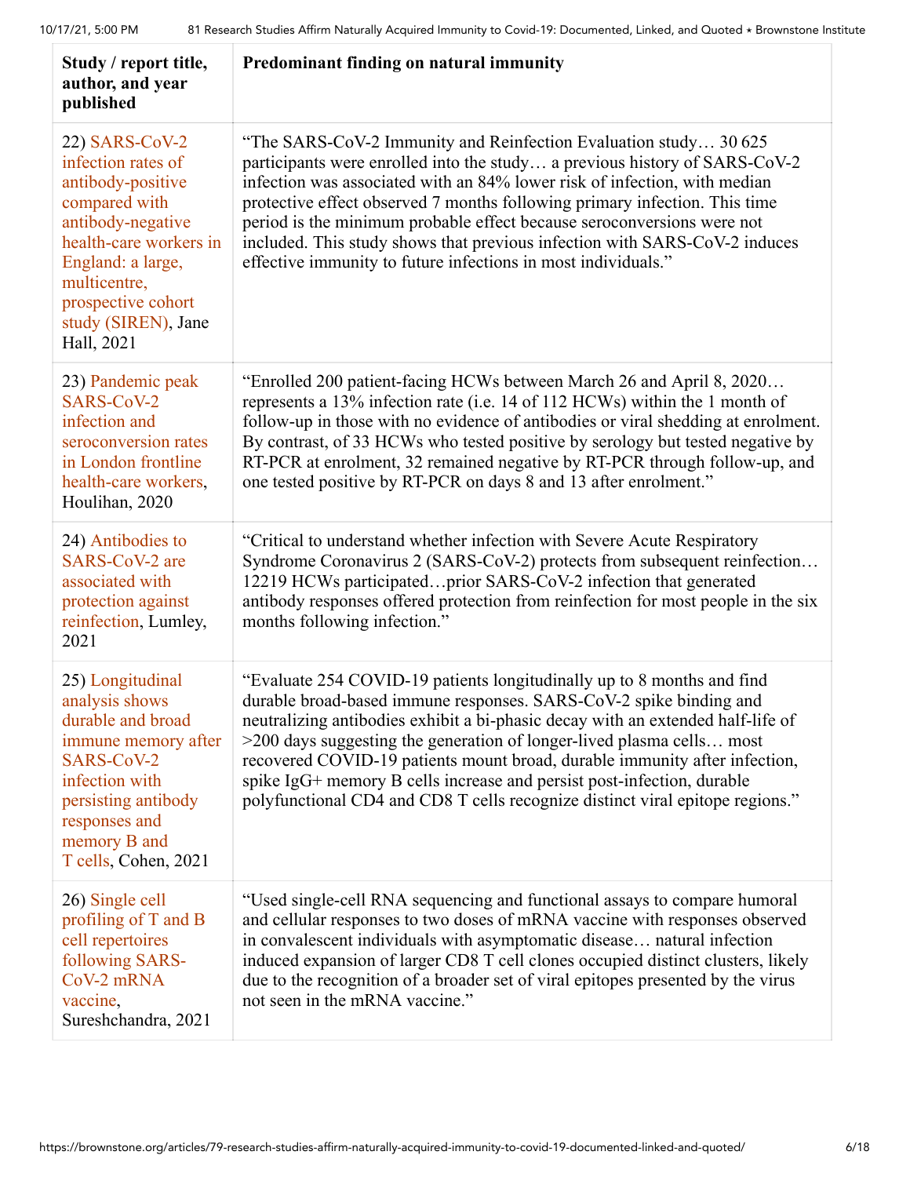| Study / report title, author, and year published | Predominant finding on natural immunity |
|---|---|
| 22) SARS-CoV-2 infection rates of antibody-positive compared with antibody-negative health-care workers in England: a large, multicentre, prospective cohort study (SIREN), Jane Hall, 2021 | "The SARS-CoV-2 Immunity and Reinfection Evaluation study… 30 625 participants were enrolled into the study… a previous history of SARS-CoV-2 infection was associated with an 84% lower risk of infection, with median protective effect observed 7 months following primary infection. This time period is the minimum probable effect because seroconversions were not included. This study shows that previous infection with SARS-CoV-2 induces effective immunity to future infections in most individuals." |
| 23) Pandemic peak SARS-CoV-2 infection and seroconversion rates in London frontline health-care workers, Houlihan, 2020 | "Enrolled 200 patient-facing HCWs between March 26 and April 8, 2020… represents a 13% infection rate (i.e. 14 of 112 HCWs) within the 1 month of follow-up in those with no evidence of antibodies or viral shedding at enrolment. By contrast, of 33 HCWs who tested positive by serology but tested negative by RT-PCR at enrolment, 32 remained negative by RT-PCR through follow-up, and one tested positive by RT-PCR on days 8 and 13 after enrolment." |
| 24) Antibodies to SARS-CoV-2 are associated with protection against reinfection, Lumley, 2021 | "Critical to understand whether infection with Severe Acute Respiratory Syndrome Coronavirus 2 (SARS-CoV-2) protects from subsequent reinfection… 12219 HCWs participated…prior SARS-CoV-2 infection that generated antibody responses offered protection from reinfection for most people in the six months following infection." |
| 25) Longitudinal analysis shows durable and broad immune memory after SARS-CoV-2 infection with persisting antibody responses and memory B and T cells, Cohen, 2021 | "Evaluate 254 COVID-19 patients longitudinally up to 8 months and find durable broad-based immune responses. SARS-CoV-2 spike binding and neutralizing antibodies exhibit a bi-phasic decay with an extended half-life of >200 days suggesting the generation of longer-lived plasma cells… most recovered COVID-19 patients mount broad, durable immunity after infection, spike IgG+ memory B cells increase and persist post-infection, durable polyfunctional CD4 and CD8 T cells recognize distinct viral epitope regions." |
| 26) Single cell profiling of T and B cell repertoires following SARS-CoV-2 mRNA vaccine, Sureshchandra, 2021 | "Used single-cell RNA sequencing and functional assays to compare humoral and cellular responses to two doses of mRNA vaccine with responses observed in convalescent individuals with asymptomatic disease… natural infection induced expansion of larger CD8 T cell clones occupied distinct clusters, likely due to the recognition of a broader set of viral epitopes presented by the virus not seen in the mRNA vaccine." |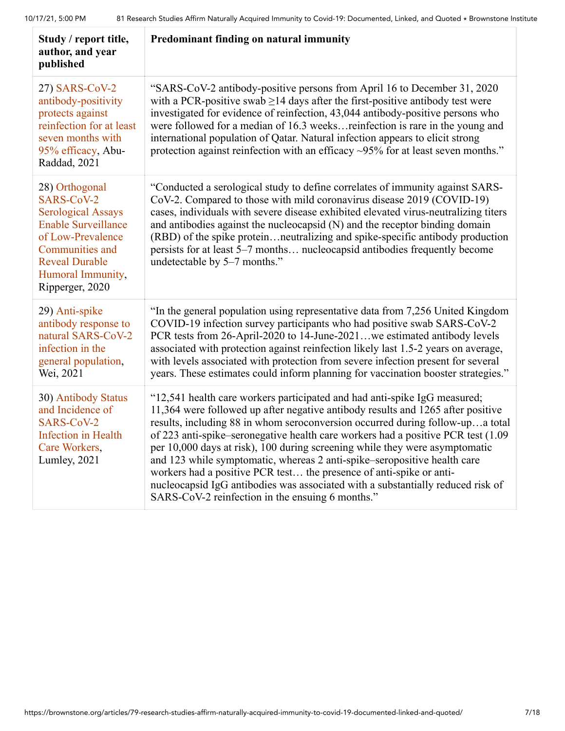| Study / report title, author, and year published | Predominant finding on natural immunity |
| --- | --- |
| 27) SARS-CoV-2 antibody-positivity protects against reinfection for at least seven months with 95% efficacy, Abu-Raddad, 2021 | "SARS-CoV-2 antibody-positive persons from April 16 to December 31, 2020 with a PCR-positive swab ≥14 days after the first-positive antibody test were investigated for evidence of reinfection, 43,044 antibody-positive persons who were followed for a median of 16.3 weeks…reinfection is rare in the young and international population of Qatar. Natural infection appears to elicit strong protection against reinfection with an efficacy ~95% for at least seven months." |
| 28) Orthogonal SARS-CoV-2 Serological Assays Enable Surveillance of Low-Prevalence Communities and Reveal Durable Humoral Immunity, Ripperger, 2020 | "Conducted a serological study to define correlates of immunity against SARS-CoV-2. Compared to those with mild coronavirus disease 2019 (COVID-19) cases, individuals with severe disease exhibited elevated virus-neutralizing titers and antibodies against the nucleocapsid (N) and the receptor binding domain (RBD) of the spike protein…neutralizing and spike-specific antibody production persists for at least 5–7 months… nucleocapsid antibodies frequently become undetectable by 5–7 months." |
| 29) Anti-spike antibody response to natural SARS-CoV-2 infection in the general population, Wei, 2021 | "In the general population using representative data from 7,256 United Kingdom COVID-19 infection survey participants who had positive swab SARS-CoV-2 PCR tests from 26-April-2020 to 14-June-2021…we estimated antibody levels associated with protection against reinfection likely last 1.5-2 years on average, with levels associated with protection from severe infection present for several years. These estimates could inform planning for vaccination booster strategies." |
| 30) Antibody Status and Incidence of SARS-CoV-2 Infection in Health Care Workers, Lumley, 2021 | "12,541 health care workers participated and had anti-spike IgG measured; 11,364 were followed up after negative antibody results and 1265 after positive results, including 88 in whom seroconversion occurred during follow-up…a total of 223 anti-spike–seronegative health care workers had a positive PCR test (1.09 per 10,000 days at risk), 100 during screening while they were asymptomatic and 123 while symptomatic, whereas 2 anti-spike–seropositive health care workers had a positive PCR test… the presence of anti-spike or anti-nucleocapsid IgG antibodies was associated with a substantially reduced risk of SARS-CoV-2 reinfection in the ensuing 6 months." |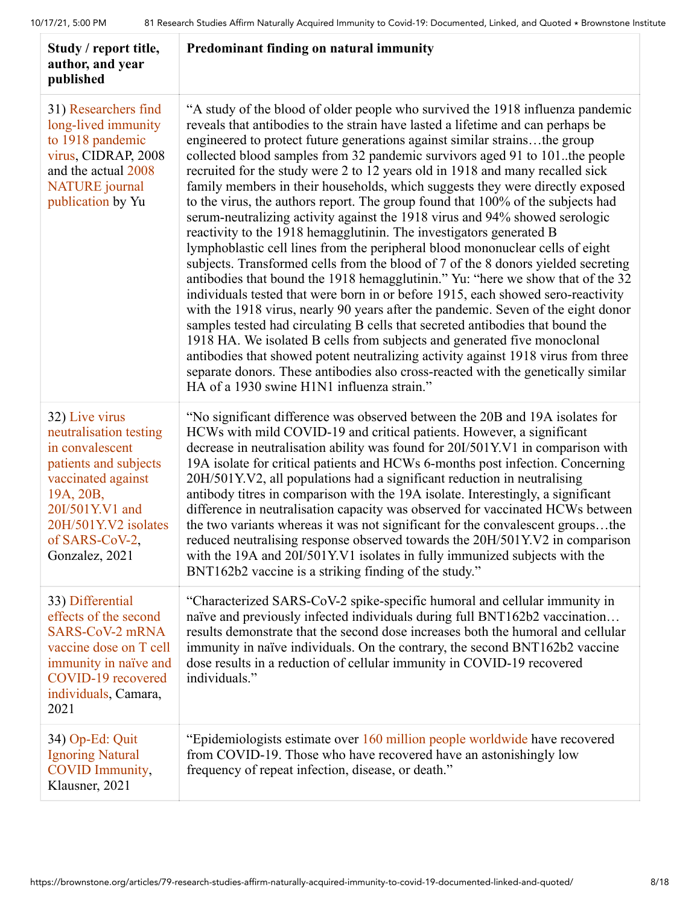| Study / report title, author, and year published | Predominant finding on natural immunity |
|---|---|
| 31) Researchers find long-lived immunity to 1918 pandemic virus, CIDRAP, 2008 and the actual 2008 NATURE journal publication by Yu | "A study of the blood of older people who survived the 1918 influenza pandemic reveals that antibodies to the strain have lasted a lifetime and can perhaps be engineered to protect future generations against similar strains…the group collected blood samples from 32 pandemic survivors aged 91 to 101..the people recruited for the study were 2 to 12 years old in 1918 and many recalled sick family members in their households, which suggests they were directly exposed to the virus, the authors report. The group found that 100% of the subjects had serum-neutralizing activity against the 1918 virus and 94% showed serologic reactivity to the 1918 hemagglutinin. The investigators generated B lymphoblastic cell lines from the peripheral blood mononuclear cells of eight subjects. Transformed cells from the blood of 7 of the 8 donors yielded secreting antibodies that bound the 1918 hemagglutinin." Yu: "here we show that of the 32 individuals tested that were born in or before 1915, each showed sero-reactivity with the 1918 virus, nearly 90 years after the pandemic. Seven of the eight donor samples tested had circulating B cells that secreted antibodies that bound the 1918 HA. We isolated B cells from subjects and generated five monoclonal antibodies that showed potent neutralizing activity against 1918 virus from three separate donors. These antibodies also cross-reacted with the genetically similar HA of a 1930 swine H1N1 influenza strain." |
| 32) Live virus neutralisation testing in convalescent patients and subjects vaccinated against 19A, 20B, 20I/501Y.V1 and 20H/501Y.V2 isolates of SARS-CoV-2, Gonzalez, 2021 | "No significant difference was observed between the 20B and 19A isolates for HCWs with mild COVID-19 and critical patients. However, a significant decrease in neutralisation ability was found for 20I/501Y.V1 in comparison with 19A isolate for critical patients and HCWs 6-months post infection. Concerning 20H/501Y.V2, all populations had a significant reduction in neutralising antibody titres in comparison with the 19A isolate. Interestingly, a significant difference in neutralisation capacity was observed for vaccinated HCWs between the two variants whereas it was not significant for the convalescent groups…the reduced neutralising response observed towards the 20H/501Y.V2 in comparison with the 19A and 20I/501Y.V1 isolates in fully immunized subjects with the BNT162b2 vaccine is a striking finding of the study." |
| 33) Differential effects of the second SARS-CoV-2 mRNA vaccine dose on T cell immunity in naïve and COVID-19 recovered individuals, Camara, 2021 | "Characterized SARS-CoV-2 spike-specific humoral and cellular immunity in naïve and previously infected individuals during full BNT162b2 vaccination… results demonstrate that the second dose increases both the humoral and cellular immunity in naïve individuals. On the contrary, the second BNT162b2 vaccine dose results in a reduction of cellular immunity in COVID-19 recovered individuals." |
| 34) Op-Ed: Quit Ignoring Natural COVID Immunity, Klausner, 2021 | "Epidemiologists estimate over 160 million people worldwide have recovered from COVID-19. Those who have recovered have an astonishingly low frequency of repeat infection, disease, or death." |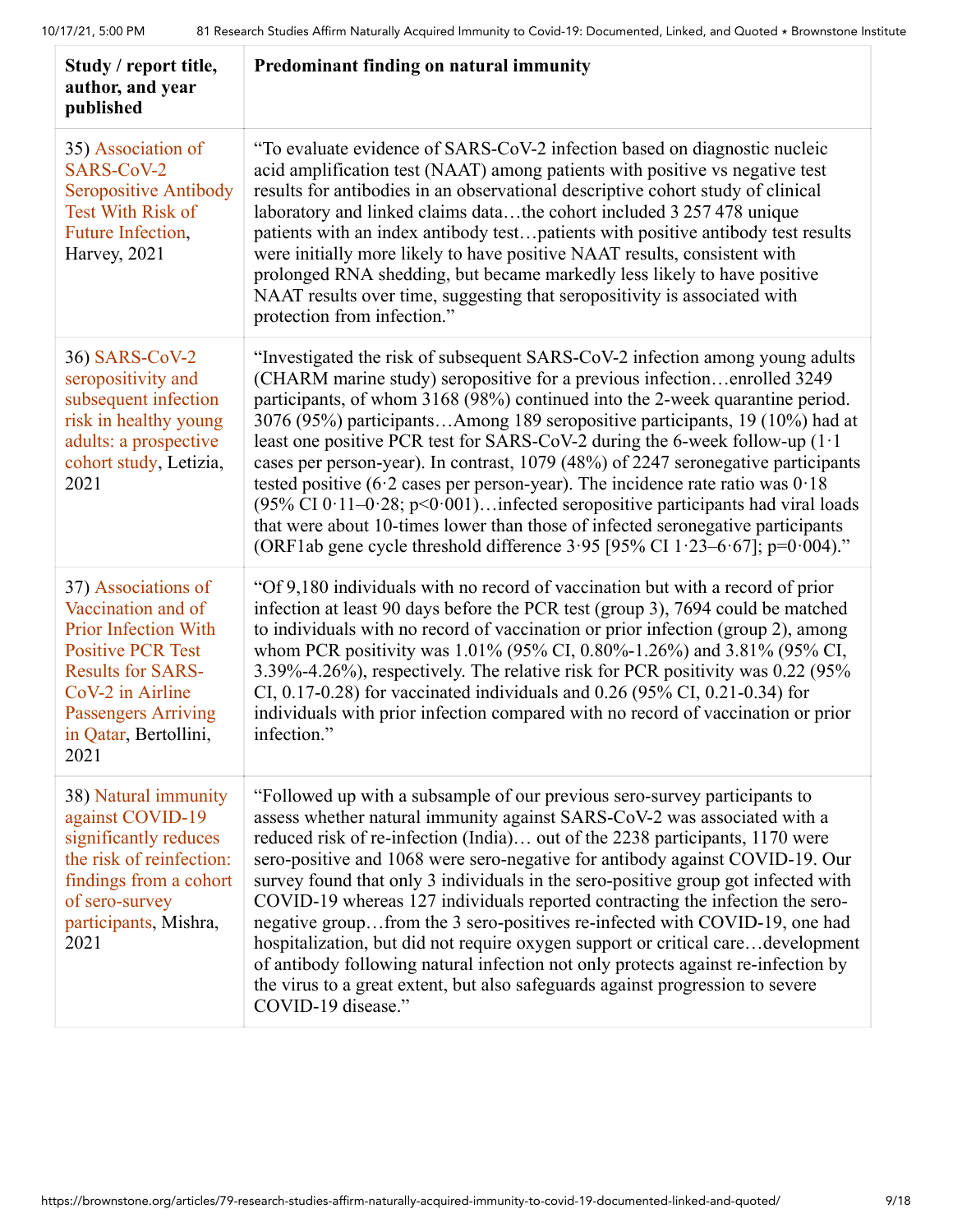| Study / report title, author, and year published | Predominant finding on natural immunity |
|---|---|
| 35) Association of SARS-CoV-2 Seropositive Antibody Test With Risk of Future Infection, Harvey, 2021 | "To evaluate evidence of SARS-CoV-2 infection based on diagnostic nucleic acid amplification test (NAAT) among patients with positive vs negative test results for antibodies in an observational descriptive cohort study of clinical laboratory and linked claims data…the cohort included 3 257 478 unique patients with an index antibody test…patients with positive antibody test results were initially more likely to have positive NAAT results, consistent with prolonged RNA shedding, but became markedly less likely to have positive NAAT results over time, suggesting that seropositivity is associated with protection from infection." |
| 36) SARS-CoV-2 seropositivity and subsequent infection risk in healthy young adults: a prospective cohort study, Letizia, 2021 | "Investigated the risk of subsequent SARS-CoV-2 infection among young adults (CHARM marine study) seropositive for a previous infection…enrolled 3249 participants, of whom 3168 (98%) continued into the 2-week quarantine period. 3076 (95%) participants…Among 189 seropositive participants, 19 (10%) had at least one positive PCR test for SARS-CoV-2 during the 6-week follow-up (1·1 cases per person-year). In contrast, 1079 (48%) of 2247 seronegative participants tested positive (6·2 cases per person-year). The incidence rate ratio was 0·18 (95% CI 0·11–0·28; p<0·001)…infected seropositive participants had viral loads that were about 10-times lower than those of infected seronegative participants (ORF1ab gene cycle threshold difference 3·95 [95% CI 1·23–6·67]; p=0·004)." |
| 37) Associations of Vaccination and of Prior Infection With Positive PCR Test Results for SARS-CoV-2 in Airline Passengers Arriving in Qatar, Bertollini, 2021 | "Of 9,180 individuals with no record of vaccination but with a record of prior infection at least 90 days before the PCR test (group 3), 7694 could be matched to individuals with no record of vaccination or prior infection (group 2), among whom PCR positivity was 1.01% (95% CI, 0.80%-1.26%) and 3.81% (95% CI, 3.39%-4.26%), respectively. The relative risk for PCR positivity was 0.22 (95% CI, 0.17-0.28) for vaccinated individuals and 0.26 (95% CI, 0.21-0.34) for individuals with prior infection compared with no record of vaccination or prior infection." |
| 38) Natural immunity against COVID-19 significantly reduces the risk of reinfection: findings from a cohort of sero-survey participants, Mishra, 2021 | "Followed up with a subsample of our previous sero-survey participants to assess whether natural immunity against SARS-CoV-2 was associated with a reduced risk of re-infection (India)… out of the 2238 participants, 1170 were sero-positive and 1068 were sero-negative for antibody against COVID-19. Our survey found that only 3 individuals in the sero-positive group got infected with COVID-19 whereas 127 individuals reported contracting the infection the sero-negative group…from the 3 sero-positives re-infected with COVID-19, one had hospitalization, but did not require oxygen support or critical care…development of antibody following natural infection not only protects against re-infection by the virus to a great extent, but also safeguards against progression to severe COVID-19 disease." |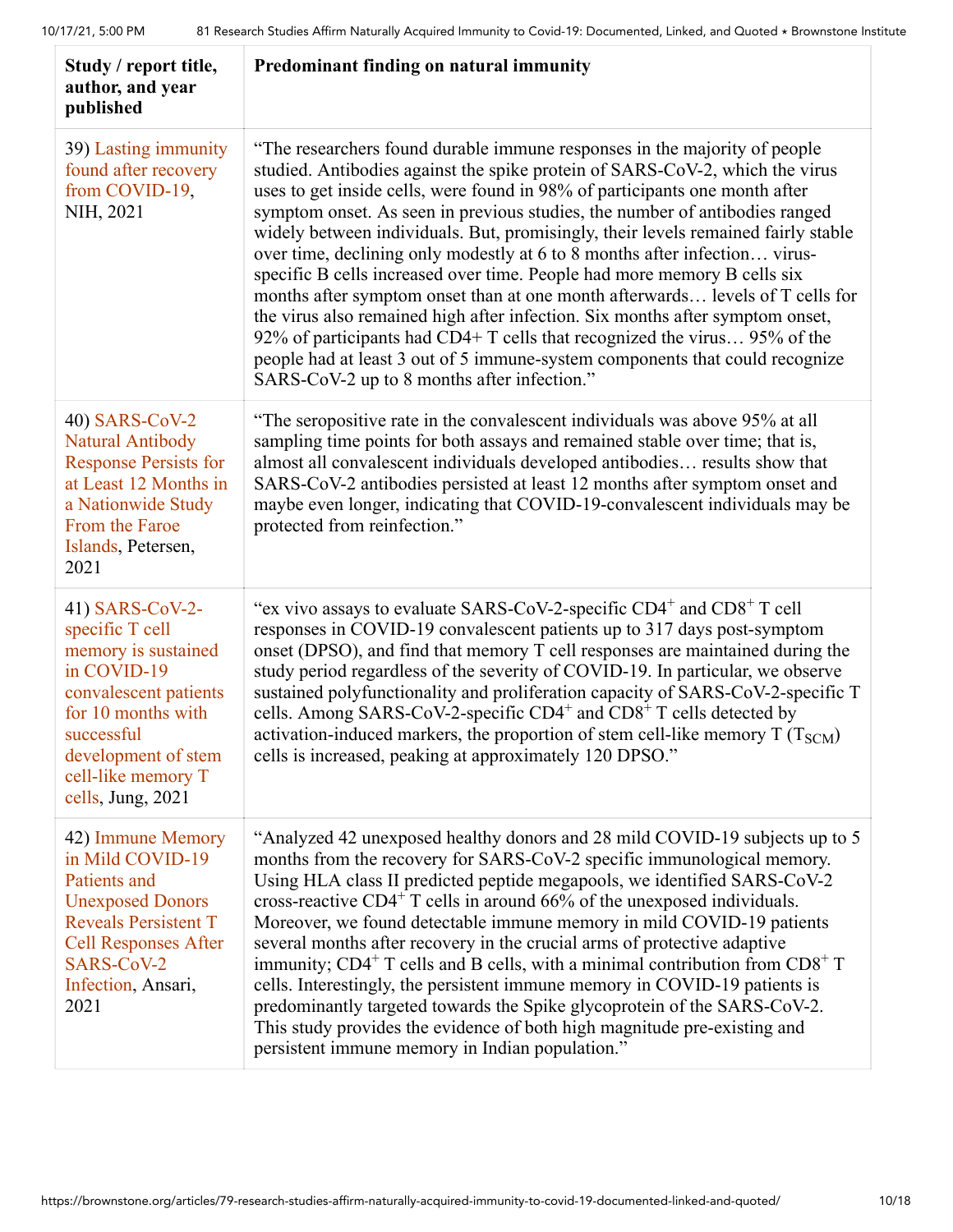| Study / report title, author, and year published | Predominant finding on natural immunity |
| --- | --- |
| 39) Lasting immunity found after recovery from COVID-19, NIH, 2021 | "The researchers found durable immune responses in the majority of people studied. Antibodies against the spike protein of SARS-CoV-2, which the virus uses to get inside cells, were found in 98% of participants one month after symptom onset. As seen in previous studies, the number of antibodies ranged widely between individuals. But, promisingly, their levels remained fairly stable over time, declining only modestly at 6 to 8 months after infection… virus-specific B cells increased over time. People had more memory B cells six months after symptom onset than at one month afterwards… levels of T cells for the virus also remained high after infection. Six months after symptom onset, 92% of participants had CD4+ T cells that recognized the virus… 95% of the people had at least 3 out of 5 immune-system components that could recognize SARS-CoV-2 up to 8 months after infection." |
| 40) SARS-CoV-2 Natural Antibody Response Persists for at Least 12 Months in a Nationwide Study From the Faroe Islands, Petersen, 2021 | "The seropositive rate in the convalescent individuals was above 95% at all sampling time points for both assays and remained stable over time; that is, almost all convalescent individuals developed antibodies… results show that SARS-CoV-2 antibodies persisted at least 12 months after symptom onset and maybe even longer, indicating that COVID-19-convalescent individuals may be protected from reinfection." |
| 41) SARS-CoV-2-specific T cell memory is sustained in COVID-19 convalescent patients for 10 months with successful development of stem cell-like memory T cells, Jung, 2021 | "ex vivo assays to evaluate SARS-CoV-2-specific $CD4^+$ and $CD8^+$ T cell responses in COVID-19 convalescent patients up to 317 days post-symptom onset (DPSO), and find that memory T cell responses are maintained during the study period regardless of the severity of COVID-19. In particular, we observe sustained polyfunctionality and proliferation capacity of SARS-CoV-2-specific T cells. Among SARS-CoV-2-specific $CD4^+$ and $CD8^+$ T cells detected by activation-induced markers, the proportion of stem cell-like memory T ($T_{SCM}$) cells is increased, peaking at approximately 120 DPSO." |
| 42) Immune Memory in Mild COVID-19 Patients and Unexposed Donors Reveals Persistent T Cell Responses After SARS-CoV-2 Infection, Ansari, 2021 | "Analyzed 42 unexposed healthy donors and 28 mild COVID-19 subjects up to 5 months from the recovery for SARS-CoV-2 specific immunological memory. Using HLA class II predicted peptide megapools, we identified SARS-CoV-2 cross-reactive $CD4^+$ T cells in around 66% of the unexposed individuals. Moreover, we found detectable immune memory in mild COVID-19 patients several months after recovery in the crucial arms of protective adaptive immunity; $CD4^+$ T cells and B cells, with a minimal contribution from $CD8^+$ T cells. Interestingly, the persistent immune memory in COVID-19 patients is predominantly targeted towards the Spike glycoprotein of the SARS-CoV-2. This study provides the evidence of both high magnitude pre-existing and persistent immune memory in Indian population." |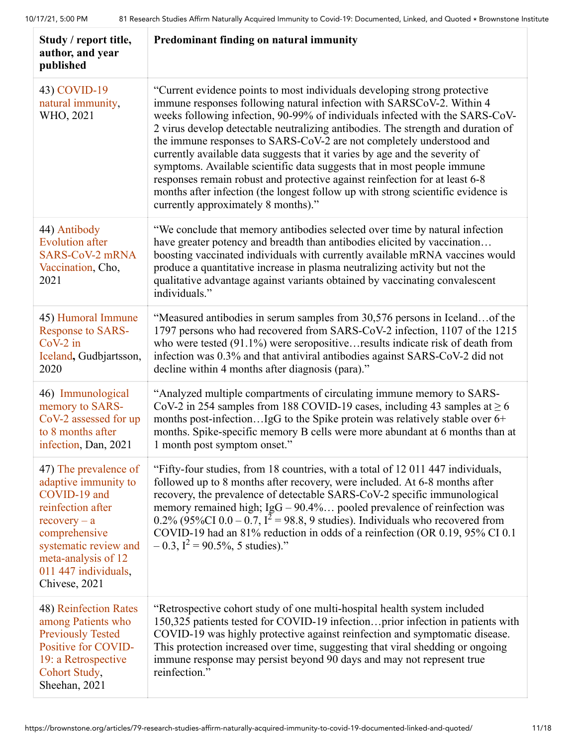| Study / report title, author, and year published | Predominant finding on natural immunity |
|---|---|
| 43) COVID-19 natural immunity, WHO, 2021 | "Current evidence points to most individuals developing strong protective immune responses following natural infection with SARSCoV-2. Within 4 weeks following infection, 90-99% of individuals infected with the SARS-CoV-2 virus develop detectable neutralizing antibodies. The strength and duration of the immune responses to SARS-CoV-2 are not completely understood and currently available data suggests that it varies by age and the severity of symptoms. Available scientific data suggests that in most people immune responses remain robust and protective against reinfection for at least 6-8 months after infection (the longest follow up with strong scientific evidence is currently approximately 8 months)." |
| 44) Antibody Evolution after SARS-CoV-2 mRNA Vaccination, Cho, 2021 | "We conclude that memory antibodies selected over time by natural infection have greater potency and breadth than antibodies elicited by vaccination… boosting vaccinated individuals with currently available mRNA vaccines would produce a quantitative increase in plasma neutralizing activity but not the qualitative advantage against variants obtained by vaccinating convalescent individuals." |
| 45) Humoral Immune Response to SARS-CoV-2 in Iceland**,** Gudbjartsson, 2020 | "Measured antibodies in serum samples from 30,576 persons in Iceland…of the 1797 persons who had recovered from SARS-CoV-2 infection, 1107 of the 1215 who were tested (91.1%) were seropositive…results indicate risk of death from infection was 0.3% and that antiviral antibodies against SARS-CoV-2 did not decline within 4 months after diagnosis (para)." |
| 46) Immunological memory to SARS-CoV-2 assessed for up to 8 months after infection, Dan, 2021 | "Analyzed multiple compartments of circulating immune memory to SARS-CoV-2 in 254 samples from 188 COVID-19 cases, including 43 samples at ≥ 6 months post-infection…IgG to the Spike protein was relatively stable over 6+ months. Spike-specific memory B cells were more abundant at 6 months than at 1 month post symptom onset." |
| 47) The prevalence of adaptive immunity to COVID-19 and reinfection after recovery – a comprehensive systematic review and meta-analysis of 12 011 447 individuals, Chivese, 2021 | "Fifty-four studies, from 18 countries, with a total of 12 011 447 individuals, followed up to 8 months after recovery, were included. At 6-8 months after recovery, the prevalence of detectable SARS-CoV-2 specific immunological memory remained high; IgG – 90.4%… pooled prevalence of reinfection was 0.2% (95%CI 0.0 – 0.7, $I^2$ = 98.8, 9 studies). Individuals who recovered from COVID-19 had an 81% reduction in odds of a reinfection (OR 0.19, 95% CI 0.1 – 0.3, $I^2$ = 90.5%, 5 studies)." |
| 48) Reinfection Rates among Patients who Previously Tested Positive for COVID-19: a Retrospective Cohort Study, Sheehan, 2021 | "Retrospective cohort study of one multi-hospital health system included 150,325 patients tested for COVID-19 infection…prior infection in patients with COVID-19 was highly protective against reinfection and symptomatic disease. This protection increased over time, suggesting that viral shedding or ongoing immune response may persist beyond 90 days and may not represent true reinfection." |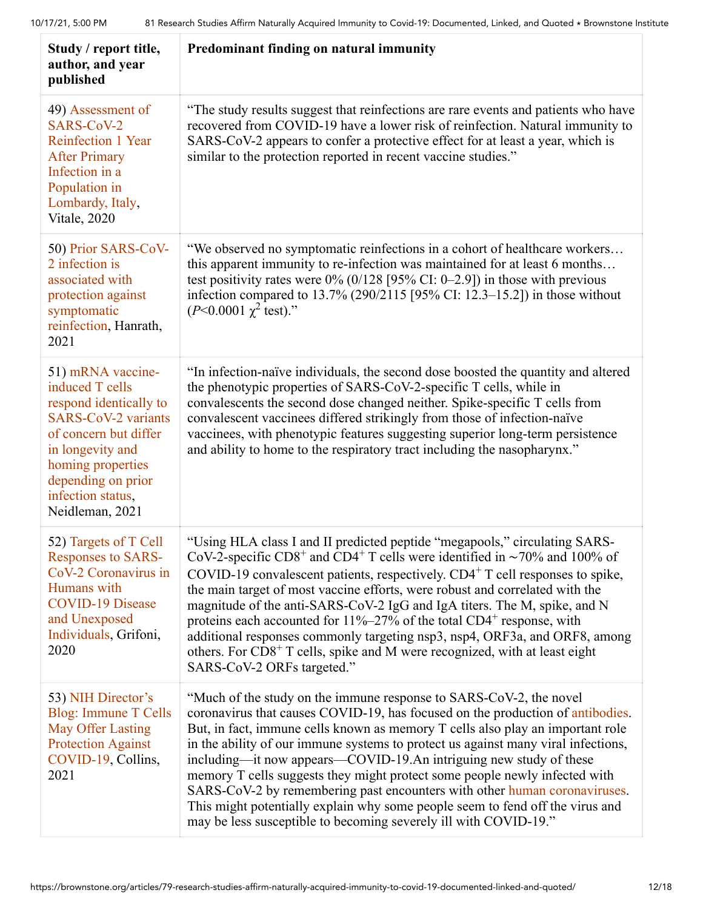| Study / report title, author, and year published | Predominant finding on natural immunity |
|---|---|
| 49) Assessment of SARS-CoV-2 Reinfection 1 Year After Primary Infection in a Population in Lombardy, Italy, Vitale, 2020 | "The study results suggest that reinfections are rare events and patients who have recovered from COVID-19 have a lower risk of reinfection. Natural immunity to SARS-CoV-2 appears to confer a protective effect for at least a year, which is similar to the protection reported in recent vaccine studies." |
| 50) Prior SARS-CoV-2 infection is associated with protection against symptomatic reinfection, Hanrath, 2021 | "We observed no symptomatic reinfections in a cohort of healthcare workers… this apparent immunity to re-infection was maintained for at least 6 months… test positivity rates were 0% (0/128 [95% CI: 0–2.9]) in those with previous infection compared to 13.7% (290/2115 [95% CI: 12.3–15.2]) in those without ($P$<0.0001 $\chi^2$ test)." |
| 51) mRNA vaccine-induced T cells respond identically to SARS-CoV-2 variants of concern but differ in longevity and homing properties depending on prior infection status, Neidleman, 2021 | "In infection-naïve individuals, the second dose boosted the quantity and altered the phenotypic properties of SARS-CoV-2-specific T cells, while in convalescents the second dose changed neither. Spike-specific T cells from convalescent vaccinees differed strikingly from those of infection-naïve vaccinees, with phenotypic features suggesting superior long-term persistence and ability to home to the respiratory tract including the nasopharynx." |
| 52) Targets of T Cell Responses to SARS-CoV-2 Coronavirus in Humans with COVID-19 Disease and Unexposed Individuals, Grifoni, 2020 | "Using HLA class I and II predicted peptide "megapools," circulating SARS-CoV-2-specific $CD8^+$ and $CD4^+$ T cells were identified in ~70% and 100% of COVID-19 convalescent patients, respectively. $CD4^+$ T cell responses to spike, the main target of most vaccine efforts, were robust and correlated with the magnitude of the anti-SARS-CoV-2 IgG and IgA titers. The M, spike, and N proteins each accounted for 11%–27% of the total $CD4^+$ response, with additional responses commonly targeting nsp3, nsp4, ORF3a, and ORF8, among others. For $CD8^+$ T cells, spike and M were recognized, with at least eight SARS-CoV-2 ORFs targeted." |
| 53) NIH Director's Blog: Immune T Cells May Offer Lasting Protection Against COVID-19, Collins, 2021 | "Much of the study on the immune response to SARS-CoV-2, the novel coronavirus that causes COVID-19, has focused on the production of antibodies. But, in fact, immune cells known as memory T cells also play an important role in the ability of our immune systems to protect us against many viral infections, including—it now appears—COVID-19.An intriguing new study of these memory T cells suggests they might protect some people newly infected with SARS-CoV-2 by remembering past encounters with other human coronaviruses. This might potentially explain why some people seem to fend off the virus and may be less susceptible to becoming severely ill with COVID-19." |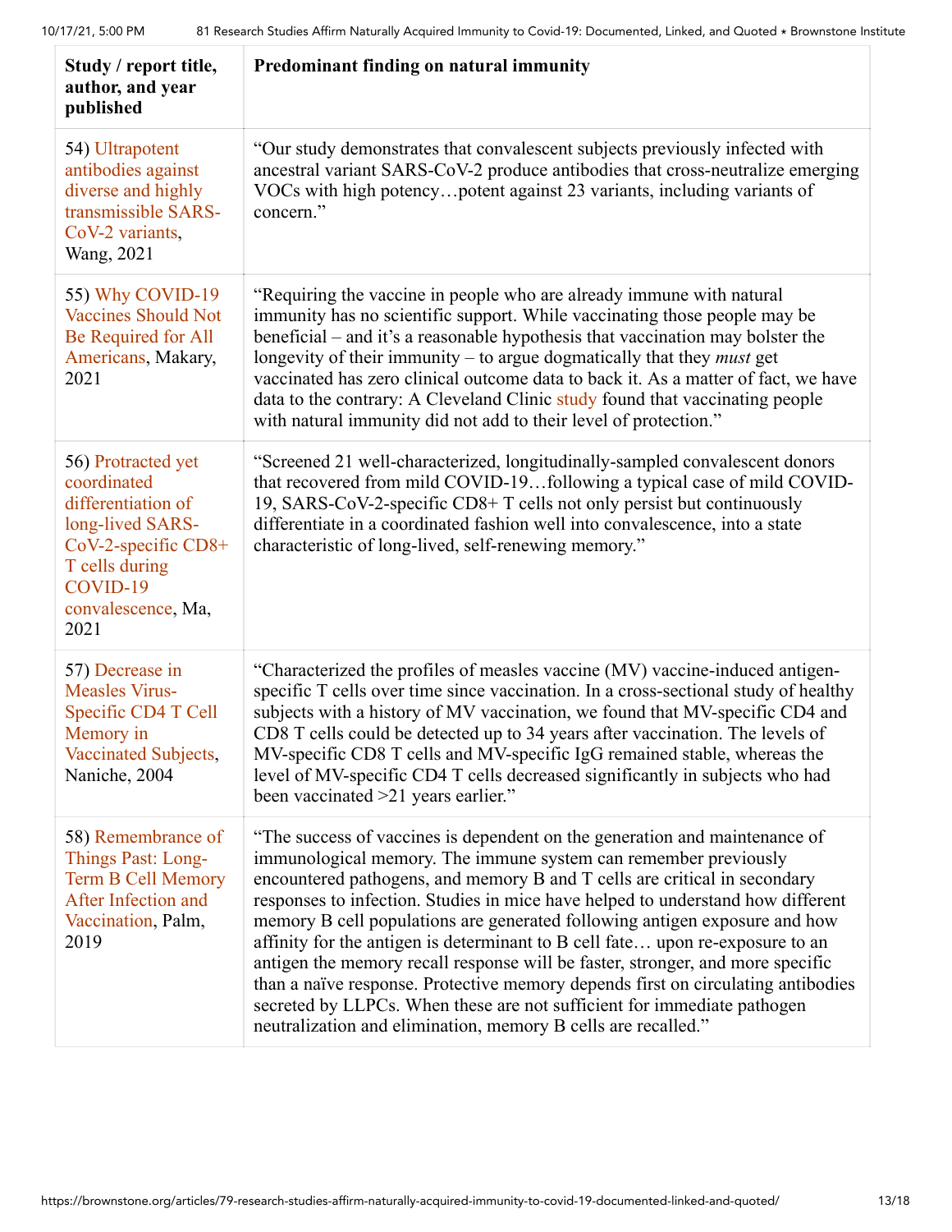| Study / report title, author, and year published | Predominant finding on natural immunity |
|---|---|
| 54) Ultrapotent antibodies against diverse and highly transmissible SARS-CoV-2 variants, Wang, 2021 | "Our study demonstrates that convalescent subjects previously infected with ancestral variant SARS-CoV-2 produce antibodies that cross-neutralize emerging VOCs with high potency…potent against 23 variants, including variants of concern." |
| 55) Why COVID-19 Vaccines Should Not Be Required for All Americans, Makary, 2021 | "Requiring the vaccine in people who are already immune with natural immunity has no scientific support. While vaccinating those people may be beneficial – and it's a reasonable hypothesis that vaccination may bolster the longevity of their immunity – to argue dogmatically that they *must* get vaccinated has zero clinical outcome data to back it. As a matter of fact, we have data to the contrary: A Cleveland Clinic study found that vaccinating people with natural immunity did not add to their level of protection." |
| 56) Protracted yet coordinated differentiation of long-lived SARS-CoV-2-specific CD8+ T cells during COVID-19 convalescence, Ma, 2021 | "Screened 21 well-characterized, longitudinally-sampled convalescent donors that recovered from mild COVID-19…following a typical case of mild COVID-19, SARS-CoV-2-specific CD8+ T cells not only persist but continuously differentiate in a coordinated fashion well into convalescence, into a state characteristic of long-lived, self-renewing memory." |
| 57) Decrease in Measles Virus-Specific CD4 T Cell Memory in Vaccinated Subjects, Naniche, 2004 | "Characterized the profiles of measles vaccine (MV) vaccine-induced antigen-specific T cells over time since vaccination. In a cross-sectional study of healthy subjects with a history of MV vaccination, we found that MV-specific CD4 and CD8 T cells could be detected up to 34 years after vaccination. The levels of MV-specific CD8 T cells and MV-specific IgG remained stable, whereas the level of MV-specific CD4 T cells decreased significantly in subjects who had been vaccinated >21 years earlier." |
| 58) Remembrance of Things Past: Long-Term B Cell Memory After Infection and Vaccination, Palm, 2019 | "The success of vaccines is dependent on the generation and maintenance of immunological memory. The immune system can remember previously encountered pathogens, and memory B and T cells are critical in secondary responses to infection. Studies in mice have helped to understand how different memory B cell populations are generated following antigen exposure and how affinity for the antigen is determinant to B cell fate… upon re-exposure to an antigen the memory recall response will be faster, stronger, and more specific than a naïve response. Protective memory depends first on circulating antibodies secreted by LLPCs. When these are not sufficient for immediate pathogen neutralization and elimination, memory B cells are recalled." |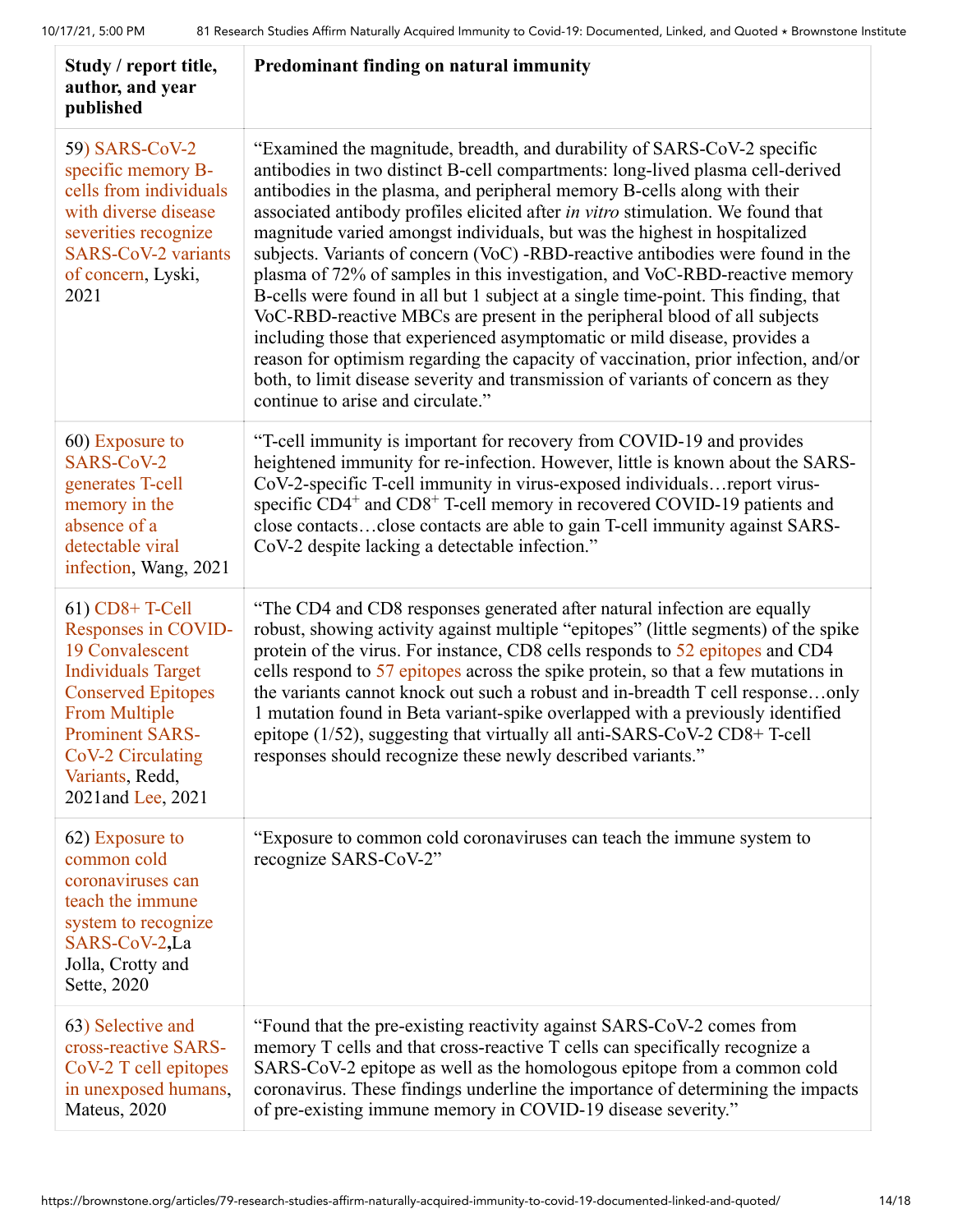| Study / report title, author, and year published | Predominant finding on natural immunity |
|---|---|
| 59) SARS-CoV-2 specific memory B-cells from individuals with diverse disease severities recognize SARS-CoV-2 variants of concern, Lyski, 2021 | "Examined the magnitude, breadth, and durability of SARS-CoV-2 specific antibodies in two distinct B-cell compartments: long-lived plasma cell-derived antibodies in the plasma, and peripheral memory B-cells along with their associated antibody profiles elicited after *in vitro* stimulation. We found that magnitude varied amongst individuals, but was the highest in hospitalized subjects. Variants of concern (VoC) -RBD-reactive antibodies were found in the plasma of 72% of samples in this investigation, and VoC-RBD-reactive memory B-cells were found in all but 1 subject at a single time-point. This finding, that VoC-RBD-reactive MBCs are present in the peripheral blood of all subjects including those that experienced asymptomatic or mild disease, provides a reason for optimism regarding the capacity of vaccination, prior infection, and/or both, to limit disease severity and transmission of variants of concern as they continue to arise and circulate." |
| 60) Exposure to SARS-CoV-2 generates T-cell memory in the absence of a detectable viral infection, Wang, 2021 | "T-cell immunity is important for recovery from COVID-19 and provides heightened immunity for re-infection. However, little is known about the SARS-CoV-2-specific T-cell immunity in virus-exposed individuals…report virus-specific $CD4^{+}$ and $CD8^{+}$ T-cell memory in recovered COVID-19 patients and close contacts…close contacts are able to gain T-cell immunity against SARS-CoV-2 despite lacking a detectable infection." |
| 61) CD8+ T-Cell Responses in COVID-19 Convalescent Individuals Target Conserved Epitopes From Multiple Prominent SARS-CoV-2 Circulating Variants, Redd, 2021and Lee, 2021 | "The CD4 and CD8 responses generated after natural infection are equally robust, showing activity against multiple "epitopes" (little segments) of the spike protein of the virus. For instance, CD8 cells responds to 52 epitopes and CD4 cells respond to 57 epitopes across the spike protein, so that a few mutations in the variants cannot knock out such a robust and in-breadth T cell response…only 1 mutation found in Beta variant-spike overlapped with a previously identified epitope (1/52), suggesting that virtually all anti-SARS-CoV-2 CD8+ T-cell responses should recognize these newly described variants." |
| 62) Exposure to common cold coronaviruses can teach the immune system to recognize SARS-CoV-2,**La Jolla, Crotty and Sette, 2020 | "Exposure to common cold coronaviruses can teach the immune system to recognize SARS-CoV-2" |
| 63) Selective and cross-reactive SARS-CoV-2 T cell epitopes in unexposed humans, Mateus, 2020 | "Found that the pre-existing reactivity against SARS-CoV-2 comes from memory T cells and that cross-reactive T cells can specifically recognize a SARS-CoV-2 epitope as well as the homologous epitope from a common cold coronavirus. These findings underline the importance of determining the impacts of pre-existing immune memory in COVID-19 disease severity." |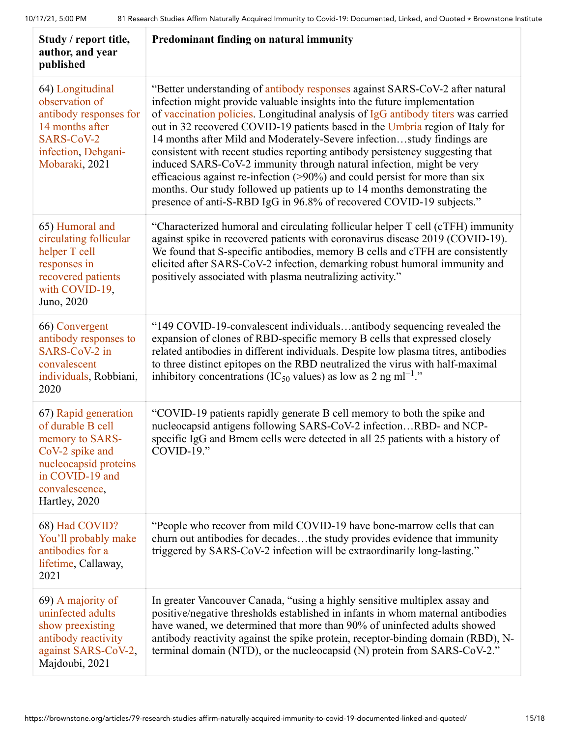| Study / report title, author, and year published | Predominant finding on natural immunity |
|---|---|
| 64) Longitudinal observation of antibody responses for 14 months after SARS-CoV-2 infection, Dehgani-Mobaraki, 2021 | "Better understanding of antibody responses against SARS-CoV-2 after natural infection might provide valuable insights into the future implementation of vaccination policies. Longitudinal analysis of IgG antibody titers was carried out in 32 recovered COVID-19 patients based in the Umbria region of Italy for 14 months after Mild and Moderately-Severe infection…study findings are consistent with recent studies reporting antibody persistency suggesting that induced SARS-CoV-2 immunity through natural infection, might be very efficacious against re-infection (>90%) and could persist for more than six months. Our study followed up patients up to 14 months demonstrating the presence of anti-S-RBD IgG in 96.8% of recovered COVID-19 subjects." |
| 65) Humoral and circulating follicular helper T cell responses in recovered patients with COVID-19, Juno, 2020 | "Characterized humoral and circulating follicular helper T cell (cTFH) immunity against spike in recovered patients with coronavirus disease 2019 (COVID-19). We found that S-specific antibodies, memory B cells and cTFH are consistently elicited after SARS-CoV-2 infection, demarking robust humoral immunity and positively associated with plasma neutralizing activity." |
| 66) Convergent antibody responses to SARS-CoV-2 in convalescent individuals, Robbiani, 2020 | "149 COVID-19-convalescent individuals…antibody sequencing revealed the expansion of clones of RBD-specific memory B cells that expressed closely related antibodies in different individuals. Despite low plasma titres, antibodies to three distinct epitopes on the RBD neutralized the virus with half-maximal inhibitory concentrations ($IC_{50}$ values) as low as 2 ng $ml^{-1}$." |
| 67) Rapid generation of durable B cell memory to SARS-CoV-2 spike and nucleocapsid proteins in COVID-19 and convalescence, Hartley, 2020 | "COVID-19 patients rapidly generate B cell memory to both the spike and nucleocapsid antigens following SARS-CoV-2 infection…RBD- and NCP-specific IgG and Bmem cells were detected in all 25 patients with a history of COVID-19." |
| 68) Had COVID? You'll probably make antibodies for a lifetime, Callaway, 2021 | "People who recover from mild COVID-19 have bone-marrow cells that can churn out antibodies for decades…the study provides evidence that immunity triggered by SARS-CoV-2 infection will be extraordinarily long-lasting." |
| 69) A majority of uninfected adults show preexisting antibody reactivity against SARS-CoV-2, Majdoubi, 2021 | In greater Vancouver Canada, "using a highly sensitive multiplex assay and positive/negative thresholds established in infants in whom maternal antibodies have waned, we determined that more than 90% of uninfected adults showed antibody reactivity against the spike protein, receptor-binding domain (RBD), N-terminal domain (NTD), or the nucleocapsid (N) protein from SARS-CoV-2." |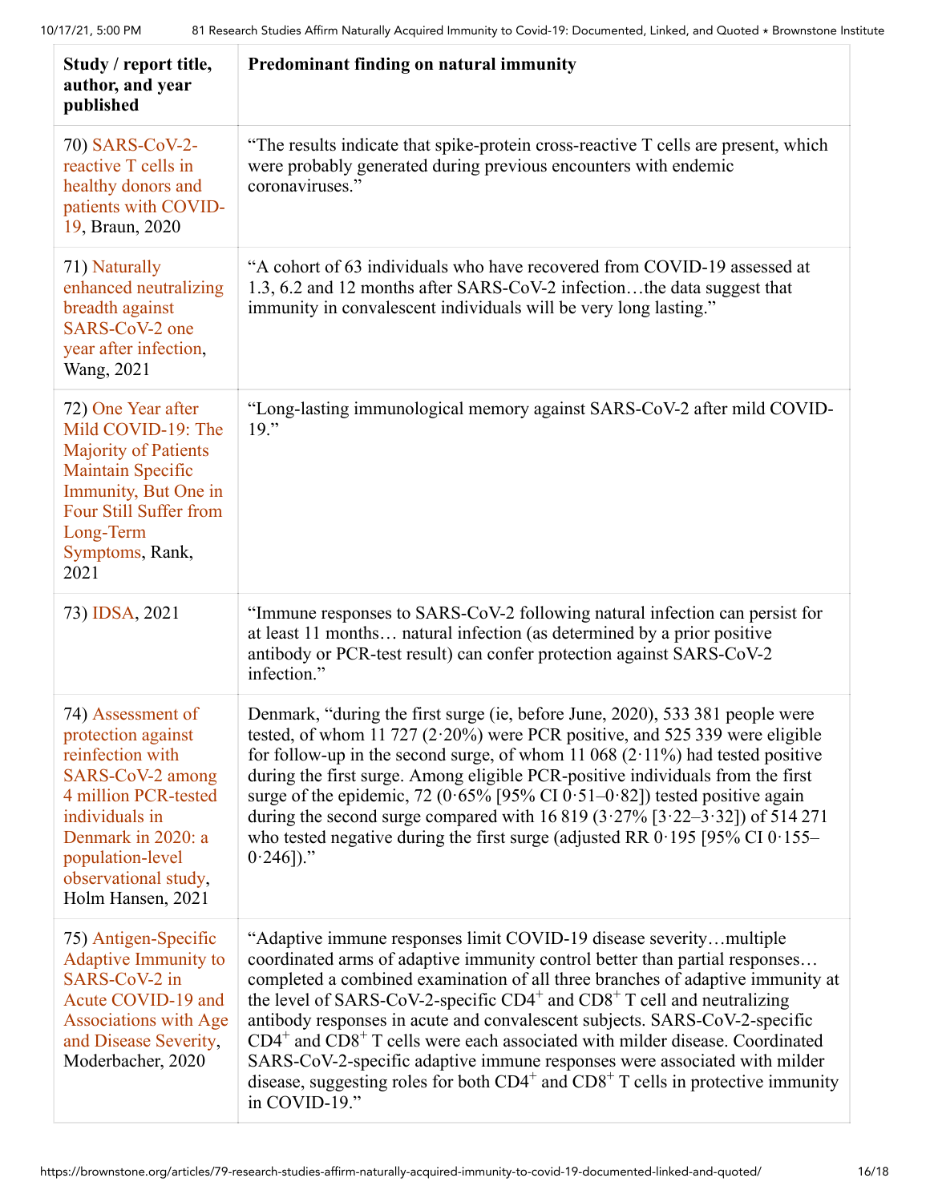| Study / report title, author, and year published | Predominant finding on natural immunity |
|---|---|
| 70) SARS-CoV-2-reactive T cells in healthy donors and patients with COVID-19, Braun, 2020 | "The results indicate that spike-protein cross-reactive T cells are present, which were probably generated during previous encounters with endemic coronaviruses." |
| 71) Naturally enhanced neutralizing breadth against SARS-CoV-2 one year after infection, Wang, 2021 | "A cohort of 63 individuals who have recovered from COVID-19 assessed at 1.3, 6.2 and 12 months after SARS-CoV-2 infection…the data suggest that immunity in convalescent individuals will be very long lasting." |
| 72) One Year after Mild COVID-19: The Majority of Patients Maintain Specific Immunity, But One in Four Still Suffer from Long-Term Symptoms, Rank, 2021 | "Long-lasting immunological memory against SARS-CoV-2 after mild COVID-19." |
| 73) IDSA, 2021 | "Immune responses to SARS-CoV-2 following natural infection can persist for at least 11 months… natural infection (as determined by a prior positive antibody or PCR-test result) can confer protection against SARS-CoV-2 infection." |
| 74) Assessment of protection against reinfection with SARS-CoV-2 among 4 million PCR-tested individuals in Denmark in 2020: a population-level observational study, Holm Hansen, 2021 | Denmark, "during the first surge (ie, before June, 2020), 533 381 people were tested, of whom 11 727 (2·20%) were PCR positive, and 525 339 were eligible for follow-up in the second surge, of whom 11 068 (2·11%) had tested positive during the first surge. Among eligible PCR-positive individuals from the first surge of the epidemic, 72 (0·65% [95% CI 0·51–0·82]) tested positive again during the second surge compared with 16 819 (3·27% [3·22–3·32]) of 514 271 who tested negative during the first surge (adjusted RR 0·195 [95% CI 0·155–0·246])." |
| 75) Antigen-Specific Adaptive Immunity to SARS-CoV-2 in Acute COVID-19 and Associations with Age and Disease Severity, Moderbacher, 2020 | "Adaptive immune responses limit COVID-19 disease severity…multiple coordinated arms of adaptive immunity control better than partial responses… completed a combined examination of all three branches of adaptive immunity at the level of SARS-CoV-2-specific $CD4^+$ and $CD8^+$ T cell and neutralizing antibody responses in acute and convalescent subjects. SARS-CoV-2-specific $CD4^+$ and $CD8^+$ T cells were each associated with milder disease. Coordinated SARS-CoV-2-specific adaptive immune responses were associated with milder disease, suggesting roles for both $CD4^+$ and $CD8^+$ T cells in protective immunity in COVID-19." |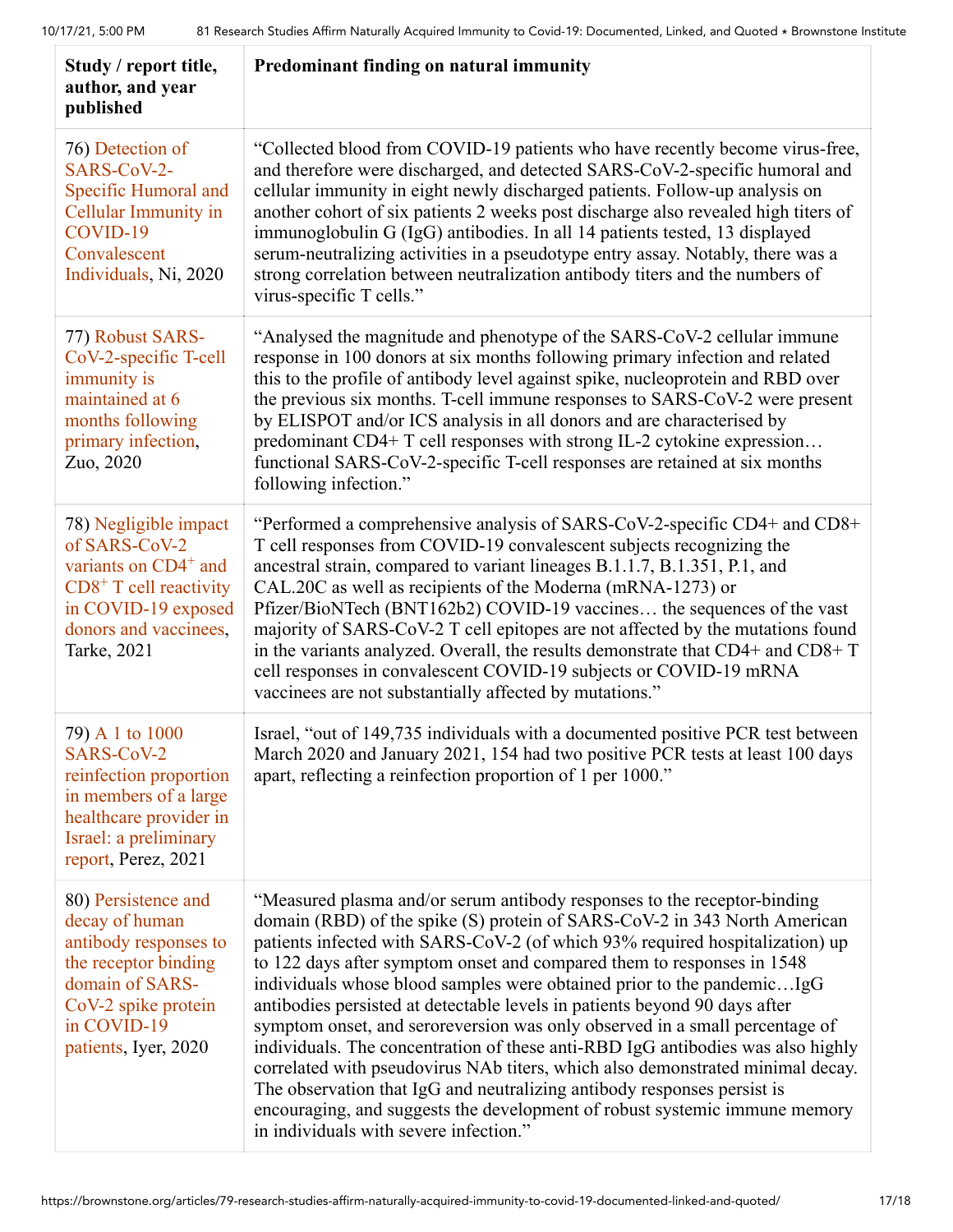| Study / report title, author, and year published | Predominant finding on natural immunity |
|---|---|
| 76) Detection of SARS-CoV-2-Specific Humoral and Cellular Immunity in COVID-19 Convalescent Individuals, Ni, 2020 | "Collected blood from COVID-19 patients who have recently become virus-free, and therefore were discharged, and detected SARS-CoV-2-specific humoral and cellular immunity in eight newly discharged patients. Follow-up analysis on another cohort of six patients 2 weeks post discharge also revealed high titers of immunoglobulin G (IgG) antibodies. In all 14 patients tested, 13 displayed serum-neutralizing activities in a pseudotype entry assay. Notably, there was a strong correlation between neutralization antibody titers and the numbers of virus-specific T cells." |
| 77) Robust SARS-CoV-2-specific T-cell immunity is maintained at 6 months following primary infection, Zuo, 2020 | "Analysed the magnitude and phenotype of the SARS-CoV-2 cellular immune response in 100 donors at six months following primary infection and related this to the profile of antibody level against spike, nucleoprotein and RBD over the previous six months. T-cell immune responses to SARS-CoV-2 were present by ELISPOT and/or ICS analysis in all donors and are characterised by predominant CD4+ T cell responses with strong IL-2 cytokine expression… functional SARS-CoV-2-specific T-cell responses are retained at six months following infection." |
| 78) Negligible impact of SARS-CoV-2 variants on $CD4^+$ and $CD8^+$ T cell reactivity in COVID-19 exposed donors and vaccinees, Tarke, 2021 | "Performed a comprehensive analysis of SARS-CoV-2-specific CD4+ and CD8+ T cell responses from COVID-19 convalescent subjects recognizing the ancestral strain, compared to variant lineages B.1.1.7, B.1.351, P.1, and CAL.20C as well as recipients of the Moderna (mRNA-1273) or Pfizer/BioNTech (BNT162b2) COVID-19 vaccines… the sequences of the vast majority of SARS-CoV-2 T cell epitopes are not affected by the mutations found in the variants analyzed. Overall, the results demonstrate that CD4+ and CD8+ T cell responses in convalescent COVID-19 subjects or COVID-19 mRNA vaccinees are not substantially affected by mutations." |
| 79) A 1 to 1000 SARS-CoV-2 reinfection proportion in members of a large healthcare provider in Israel: a preliminary report, Perez, 2021 | Israel, "out of 149,735 individuals with a documented positive PCR test between March 2020 and January 2021, 154 had two positive PCR tests at least 100 days apart, reflecting a reinfection proportion of 1 per 1000." |
| 80) Persistence and decay of human antibody responses to the receptor binding domain of SARS-CoV-2 spike protein in COVID-19 patients, Iyer, 2020 | "Measured plasma and/or serum antibody responses to the receptor-binding domain (RBD) of the spike (S) protein of SARS-CoV-2 in 343 North American patients infected with SARS-CoV-2 (of which 93% required hospitalization) up to 122 days after symptom onset and compared them to responses in 1548 individuals whose blood samples were obtained prior to the pandemic…IgG antibodies persisted at detectable levels in patients beyond 90 days after symptom onset, and seroreversion was only observed in a small percentage of individuals. The concentration of these anti-RBD IgG antibodies was also highly correlated with pseudovirus NAb titers, which also demonstrated minimal decay. The observation that IgG and neutralizing antibody responses persist is encouraging, and suggests the development of robust systemic immune memory in individuals with severe infection." |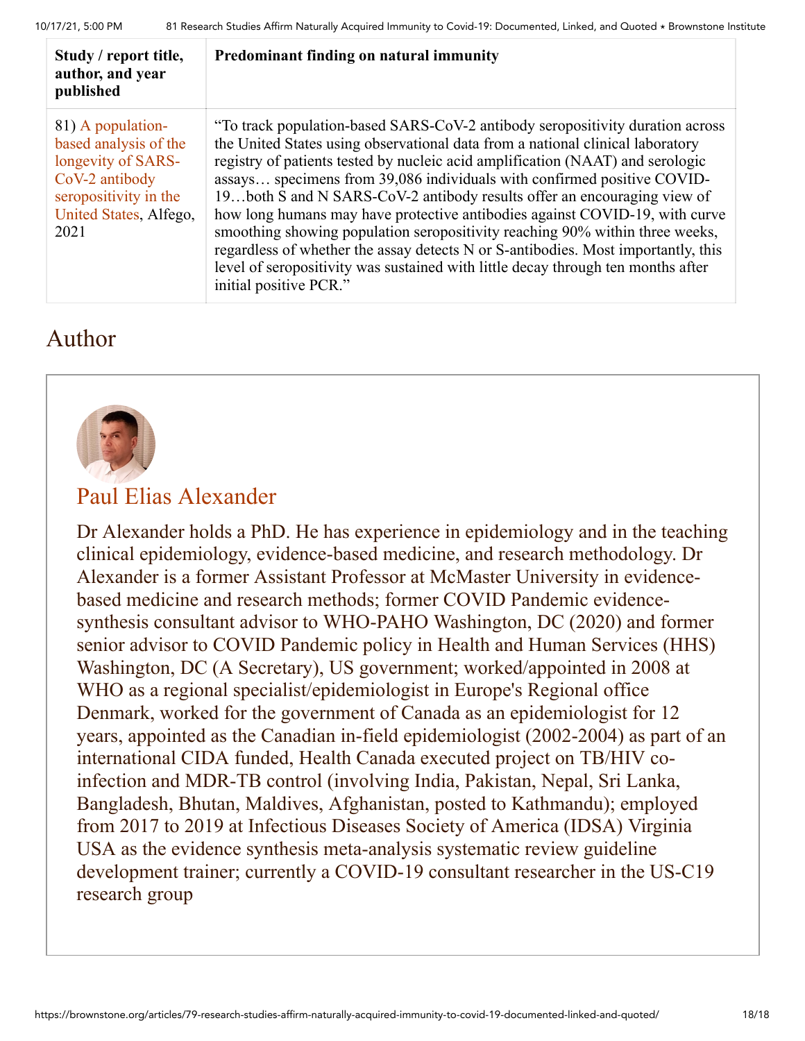| Study / report title, author, and year published | Predominant finding on natural immunity |
|---|---|
| 81) A population-based analysis of the longevity of SARS-CoV-2 antibody seropositivity in the United States, Alfego, 2021 | "To track population-based SARS-CoV-2 antibody seropositivity duration across the United States using observational data from a national clinical laboratory registry of patients tested by nucleic acid amplification (NAAT) and serologic assays… specimens from 39,086 individuals with confirmed positive COVID-19…both S and N SARS-CoV-2 antibody results offer an encouraging view of how long humans may have protective antibodies against COVID-19, with curve smoothing showing population seropositivity reaching 90% within three weeks, regardless of whether the assay detects N or S-antibodies. Most importantly, this level of seropositivity was sustained with little decay through ten months after initial positive PCR." |

## Author

### Paul Elias Alexander

Dr Alexander holds a PhD. He has experience in epidemiology and in the teaching clinical epidemiology, evidence-based medicine, and research methodology. Dr Alexander is a former Assistant Professor at McMaster University in evidence-based medicine and research methods; former COVID Pandemic evidence-synthesis consultant advisor to WHO-PAHO Washington, DC (2020) and former senior advisor to COVID Pandemic policy in Health and Human Services (HHS) Washington, DC (A Secretary), US government; worked/appointed in 2008 at WHO as a regional specialist/epidemiologist in Europe's Regional office Denmark, worked for the government of Canada as an epidemiologist for 12 years, appointed as the Canadian in-field epidemiologist (2002-2004) as part of an international CIDA funded, Health Canada executed project on TB/HIV co-infection and MDR-TB control (involving India, Pakistan, Nepal, Sri Lanka, Bangladesh, Bhutan, Maldives, Afghanistan, posted to Kathmandu); employed from 2017 to 2019 at Infectious Diseases Society of America (IDSA) Virginia USA as the evidence synthesis meta-analysis systematic review guideline development trainer; currently a COVID-19 consultant researcher in the US-C19 research group